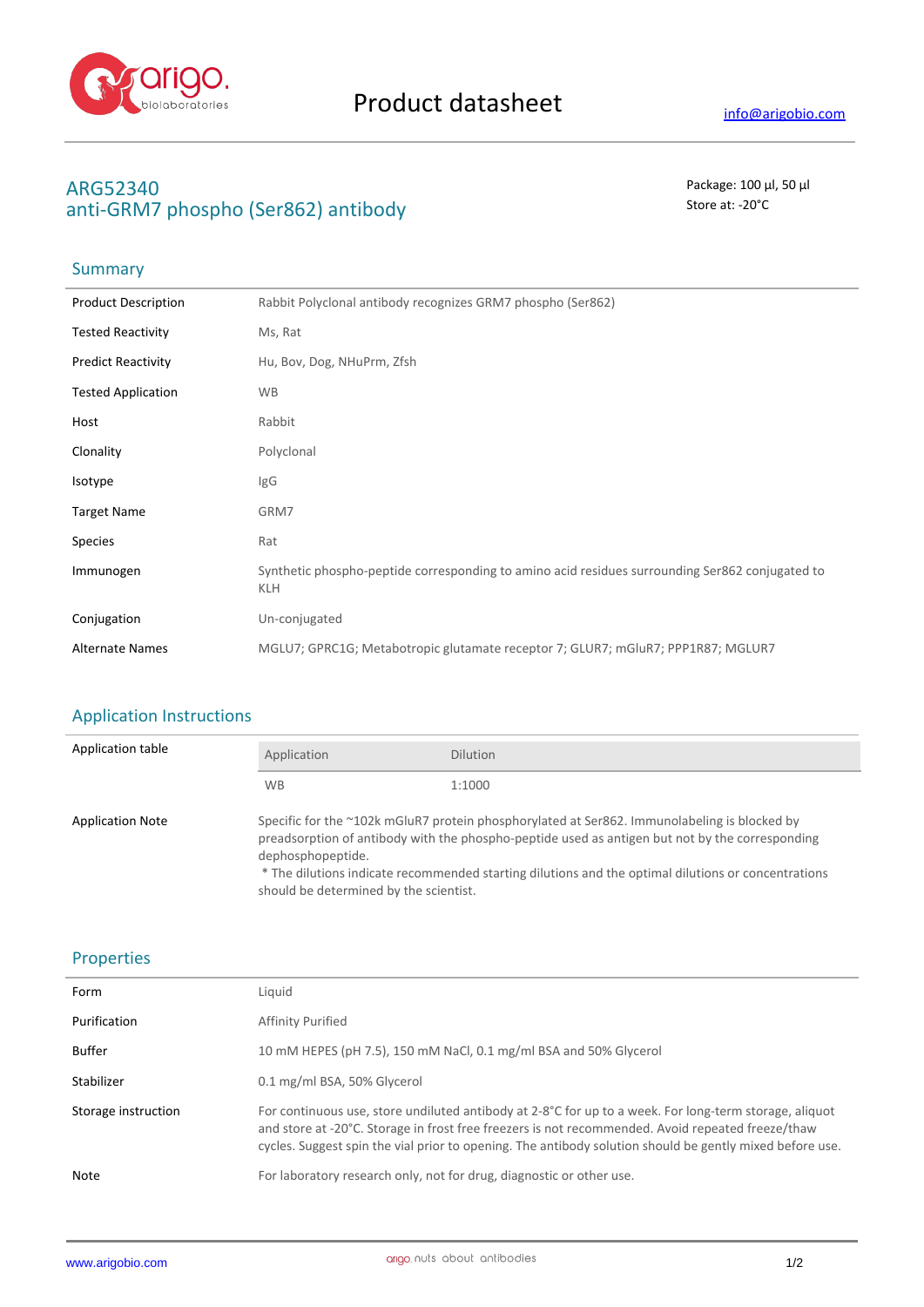# Product datasheet

info@arigobio.com

## ARG52340
## anti-GRM7 phospho (Ser862) antibody

Package: 100 µl, 50 µl
Store at: -20°C

## Summary

| | |
|---|---|
| Product Description | Rabbit Polyclonal antibody recognizes GRM7 phospho (Ser862) |
| Tested Reactivity | Ms, Rat |
| Predict Reactivity | Hu, Bov, Dog, NHuPrm, Zfsh |
| Tested Application | WB |
| Host | Rabbit |
| Clonality | Polyclonal |
| Isotype | IgG |
| Target Name | GRM7 |
| Species | Rat |
| Immunogen | Synthetic phospho-peptide corresponding to amino acid residues surrounding Ser862 conjugated to KLH |
| Conjugation | Un-conjugated |
| Alternate Names | MGLU7; GPRC1G; Metabotropic glutamate receptor 7; GLUR7; mGluR7; PPP1R87; MGLUR7 |

## Application Instructions

Application table

| Application | Dilution |
|---|---|
| WB | 1:1000 |

Application Note

Specific for the ~102k mGluR7 protein phosphorylated at Ser862. Immunolabeling is blocked by preadsorption of antibody with the phospho-peptide used as antigen but not by the corresponding dephosphopeptide.
* The dilutions indicate recommended starting dilutions and the optimal dilutions or concentrations should be determined by the scientist.

## Properties

| | |
|---|---|
| Form | Liquid |
| Purification | Affinity Purified |
| Buffer | 10 mM HEPES (pH 7.5), 150 mM NaCl, 0.1 mg/ml BSA and 50% Glycerol |
| Stabilizer | 0.1 mg/ml BSA, 50% Glycerol |
| Storage instruction | For continuous use, store undiluted antibody at 2-8°C for up to a week. For long-term storage, aliquot and store at -20°C. Storage in frost free freezers is not recommended. Avoid repeated freeze/thaw cycles. Suggest spin the vial prior to opening. The antibody solution should be gently mixed before use. |
| Note | For laboratory research only, not for drug, diagnostic or other use. |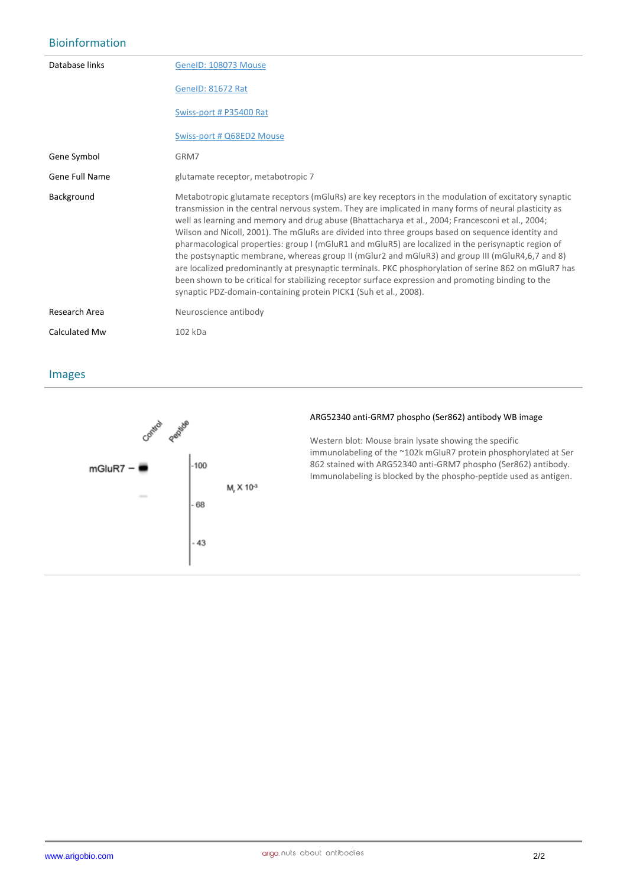## Bioinformation

| | |
|---|---|
| Database links | [GeneID: 108073 Mouse](#)<br>[GeneID: 81672 Rat](#)<br>[Swiss-port # P35400 Rat](#)<br>[Swiss-port # Q68ED2 Mouse](#) |
| Gene Symbol | GRM7 |
| Gene Full Name | glutamate receptor, metabotropic 7 |
| Background | Metabotropic glutamate receptors (mGluRs) are key receptors in the modulation of excitatory synaptic transmission in the central nervous system. They are implicated in many forms of neural plasticity as well as learning and memory and drug abuse (Bhattacharya et al., 2004; Francesconi et al., 2004; Wilson and Nicoll, 2001). The mGluRs are divided into three groups based on sequence identity and pharmacological properties: group I (mGluR1 and mGluR5) are localized in the perisynaptic region of the postsynaptic membrane, whereas group II (mGlur2 and mGluR3) and group III (mGluR4,6,7 and 8) are localized predominantly at presynaptic terminals. PKC phosphorylation of serine 862 on mGluR7 has been shown to be critical for stabilizing receptor surface expression and promoting binding to the synaptic PDZ-domain-containing protein PICK1 (Suh et al., 2008). |
| Research Area | Neuroscience antibody |
| Calculated Mw | 102 kDa |

## Images

Control
Peptide
mGluR7 –
-100
- 68
- 43
$M_r$ X $10^{-3}$

**ARG52340 anti-GRM7 phospho (Ser862) antibody WB image**

Western blot: Mouse brain lysate showing the specific immunolabeling of the ~102k mGluR7 protein phosphorylated at Ser 862 stained with ARG52340 anti-GRM7 phospho (Ser862) antibody. Immunolabeling is blocked by the phospho-peptide used as antigen.